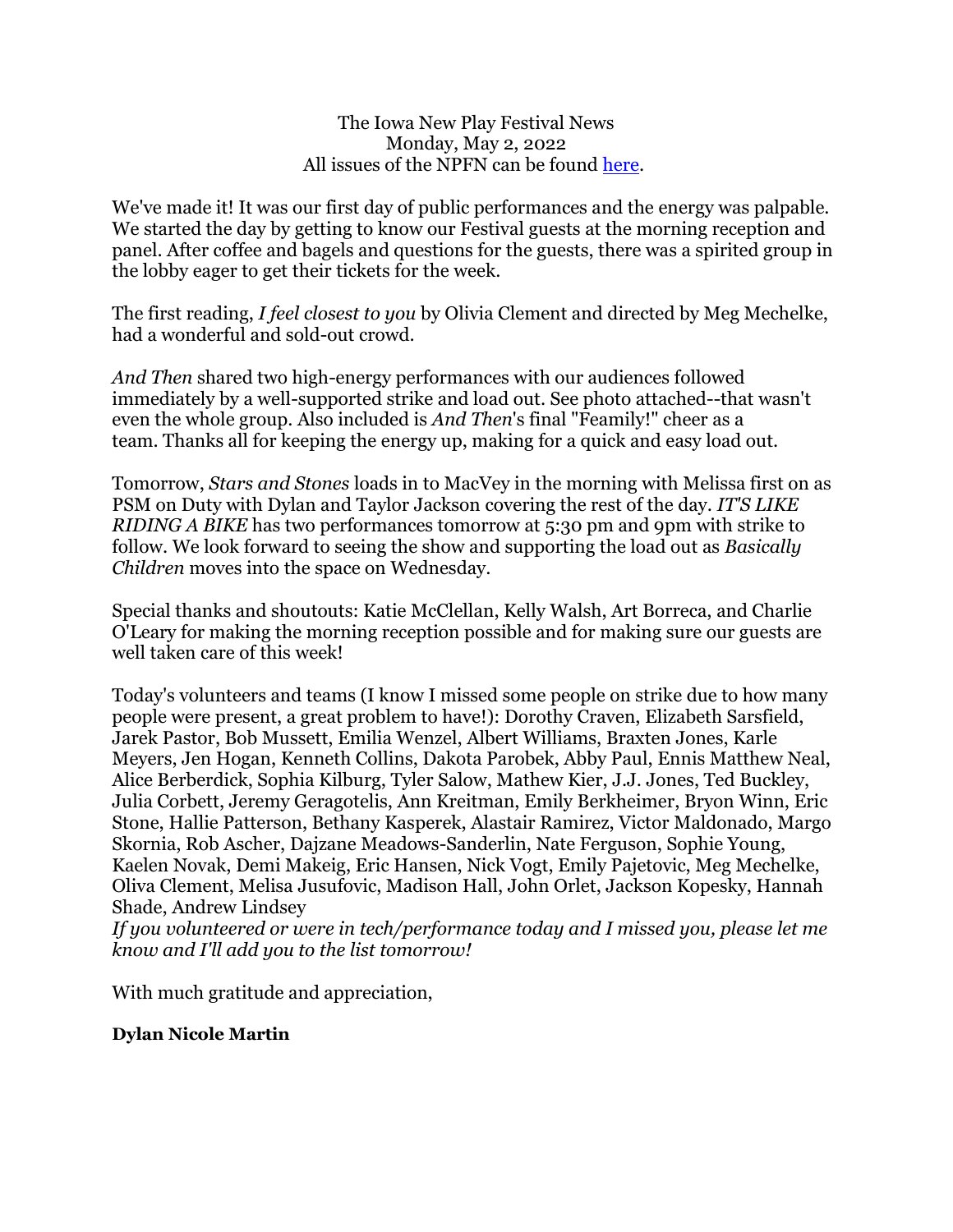The Iowa New Play Festival News
Monday, May 2, 2022
All issues of the NPFN can be found [here](#).

We've made it! It was our first day of public performances and the energy was palpable. We started the day by getting to know our Festival guests at the morning reception and panel. After coffee and bagels and questions for the guests, there was a spirited group in the lobby eager to get their tickets for the week.

The first reading, *I feel closest to you* by Olivia Clement and directed by Meg Mechelke, had a wonderful and sold-out crowd.

*And Then* shared two high-energy performances with our audiences followed immediately by a well-supported strike and load out. See photo attached--that wasn't even the whole group. Also included is *And Then*'s final "Feamily!" cheer as a team. Thanks all for keeping the energy up, making for a quick and easy load out.

Tomorrow, *Stars and Stones* loads in to MacVey in the morning with Melissa first on as PSM on Duty with Dylan and Taylor Jackson covering the rest of the day. *IT'S LIKE RIDING A BIKE* has two performances tomorrow at 5:30 pm and 9pm with strike to follow. We look forward to seeing the show and supporting the load out as *Basically Children* moves into the space on Wednesday.

Special thanks and shoutouts: Katie McClellan, Kelly Walsh, Art Borreca, and Charlie O'Leary for making the morning reception possible and for making sure our guests are well taken care of this week!

Today's volunteers and teams (I know I missed some people on strike due to how many people were present, a great problem to have!): Dorothy Craven, Elizabeth Sarsfield, Jarek Pastor, Bob Mussett, Emilia Wenzel, Albert Williams, Braxten Jones, Karle Meyers, Jen Hogan, Kenneth Collins, Dakota Parobek, Abby Paul, Ennis Matthew Neal, Alice Berberdick, Sophia Kilburg, Tyler Salow, Mathew Kier, J.J. Jones, Ted Buckley, Julia Corbett, Jeremy Geragotelis, Ann Kreitman, Emily Berkheimer, Bryon Winn, Eric Stone, Hallie Patterson, Bethany Kasperek, Alastair Ramirez, Victor Maldonado, Margo Skornia, Rob Ascher, Dajzane Meadows-Sanderlin, Nate Ferguson, Sophie Young, Kaelen Novak, Demi Makeig, Eric Hansen, Nick Vogt, Emily Pajetovic, Meg Mechelke, Oliva Clement, Melisa Jusufovic, Madison Hall, John Orlet, Jackson Kopesky, Hannah Shade, Andrew Lindsey
*If you volunteered or were in tech/performance today and I missed you, please let me know and I'll add you to the list tomorrow!*

With much gratitude and appreciation,

**Dylan Nicole Martin**